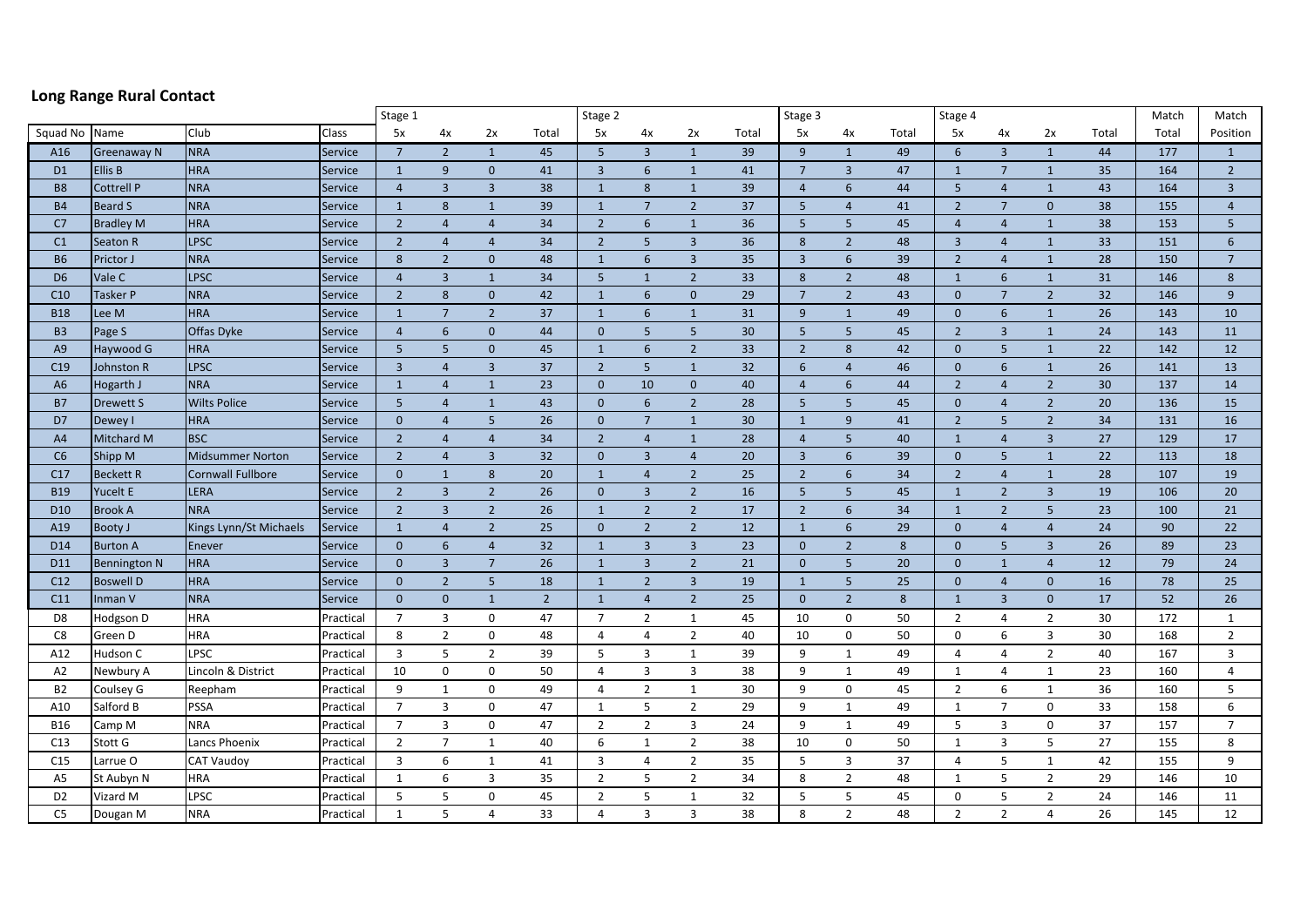## Long Range Rural Contact

| | | | | Stage 1 | | | | Stage 2 | | | | Stage 3 | | | Stage 4 | | | | Match | Match |
|---|---|---|---|---|---|---|---|---|---|---|---|---|---|---|---|---|---|---|---|---|
| Squad No | Name | Club | Class | 5x | 4x | 2x | Total | 5x | 4x | 2x | Total | 5x | 4x | Total | 5x | 4x | 2x | Total | Total | Position |
| A16 | Greenaway N | NRA | Service | 7 | 2 | 1 | 45 | 5 | 3 | 1 | 39 | 9 | 1 | 49 | 6 | 3 | 1 | 44 | 177 | 1 |
| D1 | Ellis B | HRA | Service | 1 | 9 | 0 | 41 | 3 | 6 | 1 | 41 | 7 | 3 | 47 | 1 | 7 | 1 | 35 | 164 | 2 |
| B8 | Cottrell P | NRA | Service | 4 | 3 | 3 | 38 | 1 | 8 | 1 | 39 | 4 | 6 | 44 | 5 | 4 | 1 | 43 | 164 | 3 |
| B4 | Beard S | NRA | Service | 1 | 8 | 1 | 39 | 1 | 7 | 2 | 37 | 5 | 4 | 41 | 2 | 7 | 0 | 38 | 155 | 4 |
| C7 | Bradley M | HRA | Service | 2 | 4 | 4 | 34 | 2 | 6 | 1 | 36 | 5 | 5 | 45 | 4 | 4 | 1 | 38 | 153 | 5 |
| C1 | Seaton R | LPSC | Service | 2 | 4 | 4 | 34 | 2 | 5 | 3 | 36 | 8 | 2 | 48 | 3 | 4 | 1 | 33 | 151 | 6 |
| B6 | Prictor J | NRA | Service | 8 | 2 | 0 | 48 | 1 | 6 | 3 | 35 | 3 | 6 | 39 | 2 | 4 | 1 | 28 | 150 | 7 |
| D6 | Vale C | LPSC | Service | 4 | 3 | 1 | 34 | 5 | 1 | 2 | 33 | 8 | 2 | 48 | 1 | 6 | 1 | 31 | 146 | 8 |
| C10 | Tasker P | NRA | Service | 2 | 8 | 0 | 42 | 1 | 6 | 0 | 29 | 7 | 2 | 43 | 0 | 7 | 2 | 32 | 146 | 9 |
| B18 | Lee M | HRA | Service | 1 | 7 | 2 | 37 | 1 | 6 | 1 | 31 | 9 | 1 | 49 | 0 | 6 | 1 | 26 | 143 | 10 |
| B3 | Page S | Offas Dyke | Service | 4 | 6 | 0 | 44 | 0 | 5 | 5 | 30 | 5 | 5 | 45 | 2 | 3 | 1 | 24 | 143 | 11 |
| A9 | Haywood G | HRA | Service | 5 | 5 | 0 | 45 | 1 | 6 | 2 | 33 | 2 | 8 | 42 | 0 | 5 | 1 | 22 | 142 | 12 |
| C19 | Johnston R | LPSC | Service | 3 | 4 | 3 | 37 | 2 | 5 | 1 | 32 | 6 | 4 | 46 | 0 | 6 | 1 | 26 | 141 | 13 |
| A6 | Hogarth J | NRA | Service | 1 | 4 | 1 | 23 | 0 | 10 | 0 | 40 | 4 | 6 | 44 | 2 | 4 | 2 | 30 | 137 | 14 |
| B7 | Drewett S | Wilts Police | Service | 5 | 4 | 1 | 43 | 0 | 6 | 2 | 28 | 5 | 5 | 45 | 0 | 4 | 2 | 20 | 136 | 15 |
| D7 | Dewey I | HRA | Service | 0 | 4 | 5 | 26 | 0 | 7 | 1 | 30 | 1 | 9 | 41 | 2 | 5 | 2 | 34 | 131 | 16 |
| A4 | Mitchard M | BSC | Service | 2 | 4 | 4 | 34 | 2 | 4 | 1 | 28 | 4 | 5 | 40 | 1 | 4 | 3 | 27 | 129 | 17 |
| C6 | Shipp M | Midsummer Norton | Service | 2 | 4 | 3 | 32 | 0 | 3 | 4 | 20 | 3 | 6 | 39 | 0 | 5 | 1 | 22 | 113 | 18 |
| C17 | Beckett R | Cornwall Fullbore | Service | 0 | 1 | 8 | 20 | 1 | 4 | 2 | 25 | 2 | 6 | 34 | 2 | 4 | 1 | 28 | 107 | 19 |
| B19 | Yucelt E | LERA | Service | 2 | 3 | 2 | 26 | 0 | 3 | 2 | 16 | 5 | 5 | 45 | 1 | 2 | 3 | 19 | 106 | 20 |
| D10 | Brook A | NRA | Service | 2 | 3 | 2 | 26 | 1 | 2 | 2 | 17 | 2 | 6 | 34 | 1 | 2 | 5 | 23 | 100 | 21 |
| A19 | Booty J | Kings Lynn/St Michaels | Service | 1 | 4 | 2 | 25 | 0 | 2 | 2 | 12 | 1 | 6 | 29 | 0 | 4 | 4 | 24 | 90 | 22 |
| D14 | Burton A | Enever | Service | 0 | 6 | 4 | 32 | 1 | 3 | 3 | 23 | 0 | 2 | 8 | 0 | 5 | 3 | 26 | 89 | 23 |
| D11 | Bennington N | HRA | Service | 0 | 3 | 7 | 26 | 1 | 3 | 2 | 21 | 0 | 5 | 20 | 0 | 1 | 4 | 12 | 79 | 24 |
| C12 | Boswell D | HRA | Service | 0 | 2 | 5 | 18 | 1 | 2 | 3 | 19 | 1 | 5 | 25 | 0 | 4 | 0 | 16 | 78 | 25 |
| C11 | Inman V | NRA | Service | 0 | 0 | 1 | 2 | 1 | 4 | 2 | 25 | 0 | 2 | 8 | 1 | 3 | 0 | 17 | 52 | 26 |
| D8 | Hodgson D | HRA | Practical | 7 | 3 | 0 | 47 | 7 | 2 | 1 | 45 | 10 | 0 | 50 | 2 | 4 | 2 | 30 | 172 | 1 |
| C8 | Green D | HRA | Practical | 8 | 2 | 0 | 48 | 4 | 4 | 2 | 40 | 10 | 0 | 50 | 0 | 6 | 3 | 30 | 168 | 2 |
| A12 | Hudson C | LPSC | Practical | 3 | 5 | 2 | 39 | 5 | 3 | 1 | 39 | 9 | 1 | 49 | 4 | 4 | 2 | 40 | 167 | 3 |
| A2 | Newbury A | Lincoln & District | Practical | 10 | 0 | 0 | 50 | 4 | 3 | 3 | 38 | 9 | 1 | 49 | 1 | 4 | 1 | 23 | 160 | 4 |
| B2 | Coulsey G | Reepham | Practical | 9 | 1 | 0 | 49 | 4 | 2 | 1 | 30 | 9 | 0 | 45 | 2 | 6 | 1 | 36 | 160 | 5 |
| A10 | Salford B | PSSA | Practical | 7 | 3 | 0 | 47 | 1 | 5 | 2 | 29 | 9 | 1 | 49 | 1 | 7 | 0 | 33 | 158 | 6 |
| B16 | Camp M | NRA | Practical | 7 | 3 | 0 | 47 | 2 | 2 | 3 | 24 | 9 | 1 | 49 | 5 | 3 | 0 | 37 | 157 | 7 |
| C13 | Stott G | Lancs Phoenix | Practical | 2 | 7 | 1 | 40 | 6 | 1 | 2 | 38 | 10 | 0 | 50 | 1 | 3 | 5 | 27 | 155 | 8 |
| C15 | Larrue O | CAT Vaudoy | Practical | 3 | 6 | 1 | 41 | 3 | 4 | 2 | 35 | 5 | 3 | 37 | 4 | 5 | 1 | 42 | 155 | 9 |
| A5 | St Aubyn N | HRA | Practical | 1 | 6 | 3 | 35 | 2 | 5 | 2 | 34 | 8 | 2 | 48 | 1 | 5 | 2 | 29 | 146 | 10 |
| D2 | Vizard M | LPSC | Practical | 5 | 5 | 0 | 45 | 2 | 5 | 1 | 32 | 5 | 5 | 45 | 0 | 5 | 2 | 24 | 146 | 11 |
| C5 | Dougan M | NRA | Practical | 1 | 5 | 4 | 33 | 4 | 3 | 3 | 38 | 8 | 2 | 48 | 2 | 2 | 4 | 26 | 145 | 12 |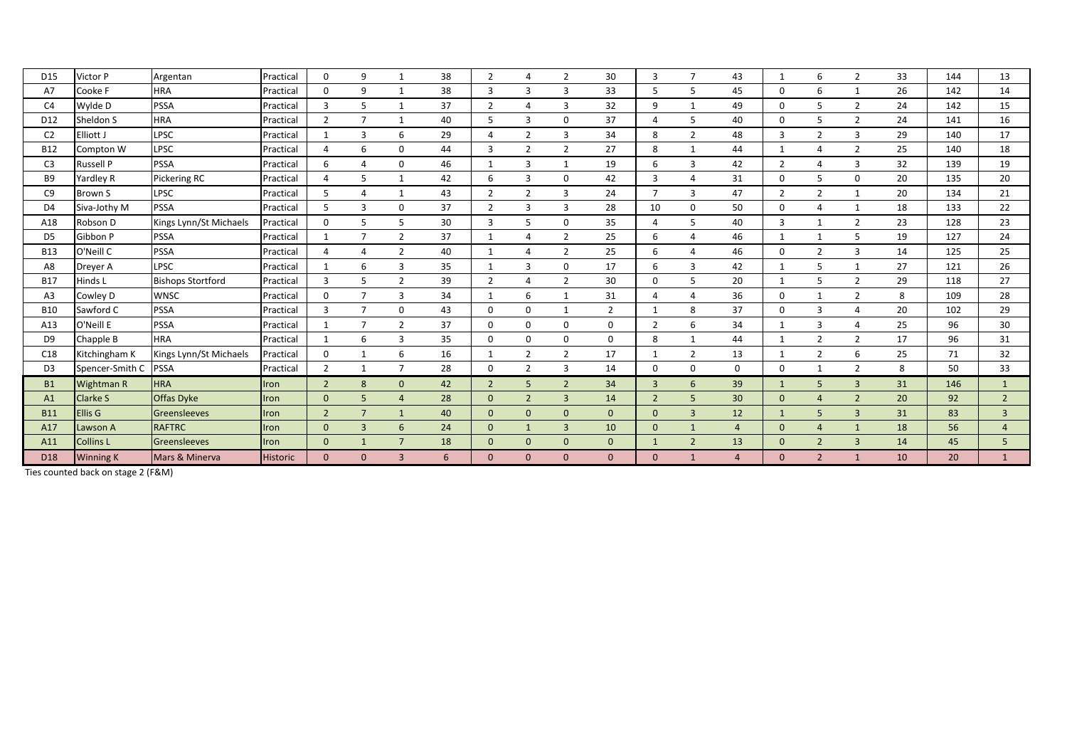| | | | | | | | | | | | | | | | | | | | | |
|---|---|---|---|---|---|---|---|---|---|---|---|---|---|---|---|---|---|---|---|---|
| D15 | Victor P | Argentan | Practical | 0 | 9 | 1 | 38 | 2 | 4 | 2 | 30 | 3 | 7 | 43 | 1 | 6 | 2 | 33 | 144 | 13 |
| A7 | Cooke F | HRA | Practical | 0 | 9 | 1 | 38 | 3 | 3 | 3 | 33 | 5 | 5 | 45 | 0 | 6 | 1 | 26 | 142 | 14 |
| C4 | Wylde D | PSSA | Practical | 3 | 5 | 1 | 37 | 2 | 4 | 3 | 32 | 9 | 1 | 49 | 0 | 5 | 2 | 24 | 142 | 15 |
| D12 | Sheldon S | HRA | Practical | 2 | 7 | 1 | 40 | 5 | 3 | 0 | 37 | 4 | 5 | 40 | 0 | 5 | 2 | 24 | 141 | 16 |
| C2 | Elliott J | LPSC | Practical | 1 | 3 | 6 | 29 | 4 | 2 | 3 | 34 | 8 | 2 | 48 | 3 | 2 | 3 | 29 | 140 | 17 |
| B12 | Compton W | LPSC | Practical | 4 | 6 | 0 | 44 | 3 | 2 | 2 | 27 | 8 | 1 | 44 | 1 | 4 | 2 | 25 | 140 | 18 |
| C3 | Russell P | PSSA | Practical | 6 | 4 | 0 | 46 | 1 | 3 | 1 | 19 | 6 | 3 | 42 | 2 | 4 | 3 | 32 | 139 | 19 |
| B9 | Yardley R | Pickering RC | Practical | 4 | 5 | 1 | 42 | 6 | 3 | 0 | 42 | 3 | 4 | 31 | 0 | 5 | 0 | 20 | 135 | 20 |
| C9 | Brown S | LPSC | Practical | 5 | 4 | 1 | 43 | 2 | 2 | 3 | 24 | 7 | 3 | 47 | 2 | 2 | 1 | 20 | 134 | 21 |
| D4 | Siva-Jothy M | PSSA | Practical | 5 | 3 | 0 | 37 | 2 | 3 | 3 | 28 | 10 | 0 | 50 | 0 | 4 | 1 | 18 | 133 | 22 |
| A18 | Robson D | Kings Lynn/St Michaels | Practical | 0 | 5 | 5 | 30 | 3 | 5 | 0 | 35 | 4 | 5 | 40 | 3 | 1 | 2 | 23 | 128 | 23 |
| D5 | Gibbon P | PSSA | Practical | 1 | 7 | 2 | 37 | 1 | 4 | 2 | 25 | 6 | 4 | 46 | 1 | 1 | 5 | 19 | 127 | 24 |
| B13 | O'Neill C | PSSA | Practical | 4 | 4 | 2 | 40 | 1 | 4 | 2 | 25 | 6 | 4 | 46 | 0 | 2 | 3 | 14 | 125 | 25 |
| A8 | Dreyer A | LPSC | Practical | 1 | 6 | 3 | 35 | 1 | 3 | 0 | 17 | 6 | 3 | 42 | 1 | 5 | 1 | 27 | 121 | 26 |
| B17 | Hinds L | Bishops Stortford | Practical | 3 | 5 | 2 | 39 | 2 | 4 | 2 | 30 | 0 | 5 | 20 | 1 | 5 | 2 | 29 | 118 | 27 |
| A3 | Cowley D | WNSC | Practical | 0 | 7 | 3 | 34 | 1 | 6 | 1 | 31 | 4 | 4 | 36 | 0 | 1 | 2 | 8 | 109 | 28 |
| B10 | Sawford C | PSSA | Practical | 3 | 7 | 0 | 43 | 0 | 0 | 1 | 2 | 1 | 8 | 37 | 0 | 3 | 4 | 20 | 102 | 29 |
| A13 | O'Neill E | PSSA | Practical | 1 | 7 | 2 | 37 | 0 | 0 | 0 | 0 | 2 | 6 | 34 | 1 | 3 | 4 | 25 | 96 | 30 |
| D9 | Chapple B | HRA | Practical | 1 | 6 | 3 | 35 | 0 | 0 | 0 | 0 | 8 | 1 | 44 | 1 | 2 | 2 | 17 | 96 | 31 |
| C18 | Kitchingham K | Kings Lynn/St Michaels | Practical | 0 | 1 | 6 | 16 | 1 | 2 | 2 | 17 | 1 | 2 | 13 | 1 | 2 | 6 | 25 | 71 | 32 |
| D3 | Spencer-Smith C | PSSA | Practical | 2 | 1 | 7 | 28 | 0 | 2 | 3 | 14 | 0 | 0 | 0 | 0 | 1 | 2 | 8 | 50 | 33 |
| B1 | Wightman R | HRA | Iron | 2 | 8 | 0 | 42 | 2 | 5 | 2 | 34 | 3 | 6 | 39 | 1 | 5 | 3 | 31 | 146 | 1 |
| A1 | Clarke S | Offas Dyke | Iron | 0 | 5 | 4 | 28 | 0 | 2 | 3 | 14 | 2 | 5 | 30 | 0 | 4 | 2 | 20 | 92 | 2 |
| B11 | Ellis G | Greensleeves | Iron | 2 | 7 | 1 | 40 | 0 | 0 | 0 | 0 | 0 | 3 | 12 | 1 | 5 | 3 | 31 | 83 | 3 |
| A17 | Lawson A | RAFTRC | Iron | 0 | 3 | 6 | 24 | 0 | 1 | 3 | 10 | 0 | 1 | 4 | 0 | 4 | 1 | 18 | 56 | 4 |
| A11 | Collins L | Greensleeves | Iron | 0 | 1 | 7 | 18 | 0 | 0 | 0 | 0 | 1 | 2 | 13 | 0 | 2 | 3 | 14 | 45 | 5 |
| D18 | Winning K | Mars & Minerva | Historic | 0 | 0 | 3 | 6 | 0 | 0 | 0 | 0 | 0 | 1 | 4 | 0 | 2 | 1 | 10 | 20 | 1 |

Ties counted back on stage 2 (F&M)